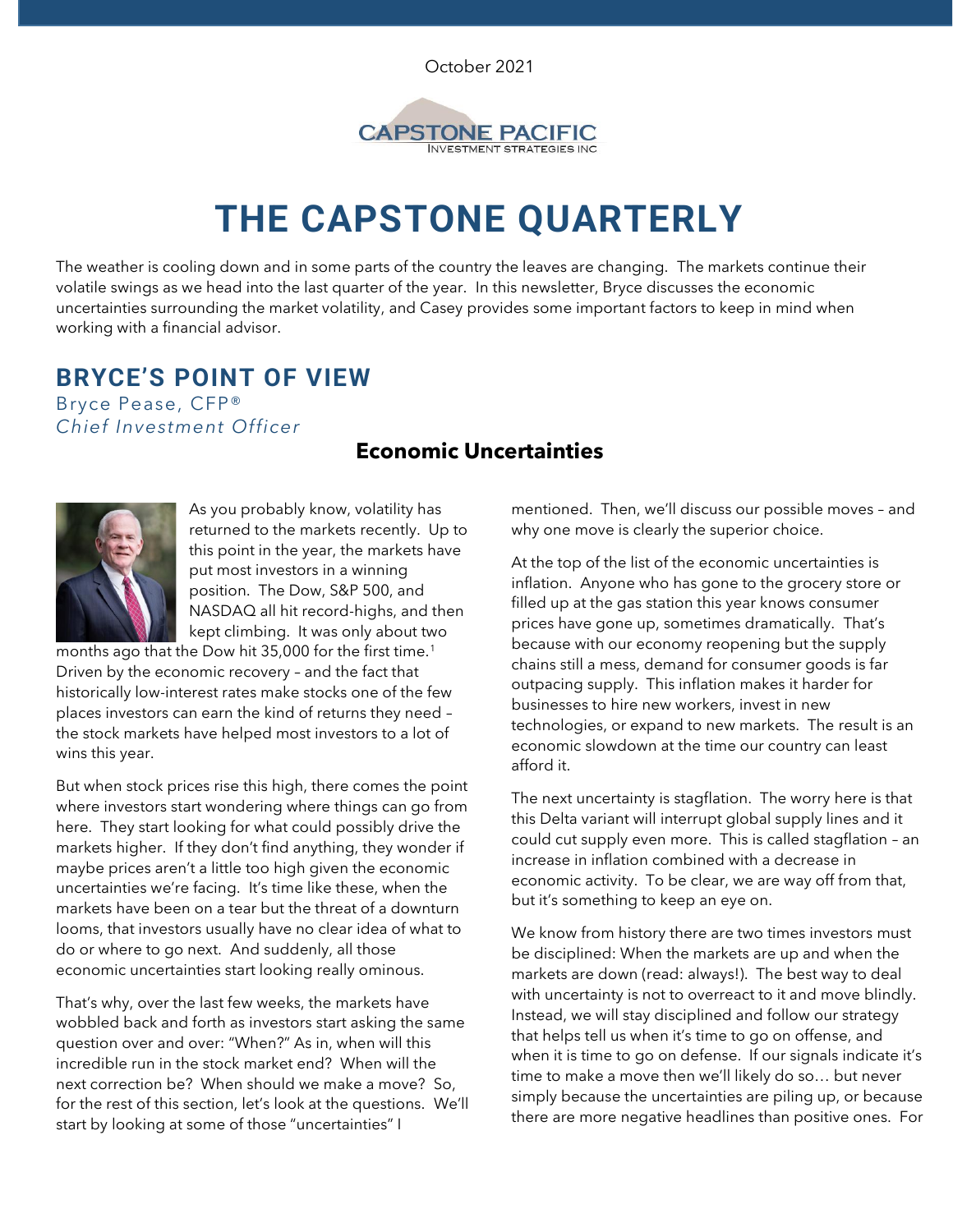October 2021

CAPSTONE PACIFIC
INVESTMENT STRATEGIES INC

# THE CAPSTONE QUARTERLY

The weather is cooling down and in some parts of the country the leaves are changing. The markets continue their volatile swings as we head into the last quarter of the year. In this newsletter, Bryce discusses the economic uncertainties surrounding the market volatility, and Casey provides some important factors to keep in mind when working with a financial advisor.

## BRYCE'S POINT OF VIEW

Bryce Pease, CFP®
*Chief Investment Officer*

### Economic Uncertainties

As you probably know, volatility has returned to the markets recently. Up to this point in the year, the markets have put most investors in a winning position. The Dow, S&P 500, and NASDAQ all hit record-highs, and then kept climbing. It was only about two months ago that the Dow hit 35,000 for the first time.[1] Driven by the economic recovery – and the fact that historically low-interest rates make stocks one of the few places investors can earn the kind of returns they need – the stock markets have helped most investors to a lot of wins this year.

But when stock prices rise this high, there comes the point where investors start wondering where things can go from here. They start looking for what could possibly drive the markets higher. If they don't find anything, they wonder if maybe prices aren't a little too high given the economic uncertainties we're facing. It's time like these, when the markets have been on a tear but the threat of a downturn looms, that investors usually have no clear idea of what to do or where to go next. And suddenly, all those economic uncertainties start looking really ominous.

That's why, over the last few weeks, the markets have wobbled back and forth as investors start asking the same question over and over: "When?" As in, when will this incredible run in the stock market end? When will the next correction be? When should we make a move? So, for the rest of this section, let's look at the questions. We'll start by looking at some of those "uncertainties" I mentioned. Then, we'll discuss our possible moves – and why one move is clearly the superior choice.

At the top of the list of the economic uncertainties is inflation. Anyone who has gone to the grocery store or filled up at the gas station this year knows consumer prices have gone up, sometimes dramatically. That's because with our economy reopening but the supply chains still a mess, demand for consumer goods is far outpacing supply. This inflation makes it harder for businesses to hire new workers, invest in new technologies, or expand to new markets. The result is an economic slowdown at the time our country can least afford it.

The next uncertainty is stagflation. The worry here is that this Delta variant will interrupt global supply lines and it could cut supply even more. This is called stagflation – an increase in inflation combined with a decrease in economic activity. To be clear, we are way off from that, but it's something to keep an eye on.

We know from history there are two times investors must be disciplined: When the markets are up and when the markets are down (read: always!). The best way to deal with uncertainty is not to overreact to it and move blindly. Instead, we will stay disciplined and follow our strategy that helps tell us when it's time to go on offense, and when it is time to go on defense. If our signals indicate it's time to make a move then we'll likely do so… but never simply because the uncertainties are piling up, or because there are more negative headlines than positive ones. For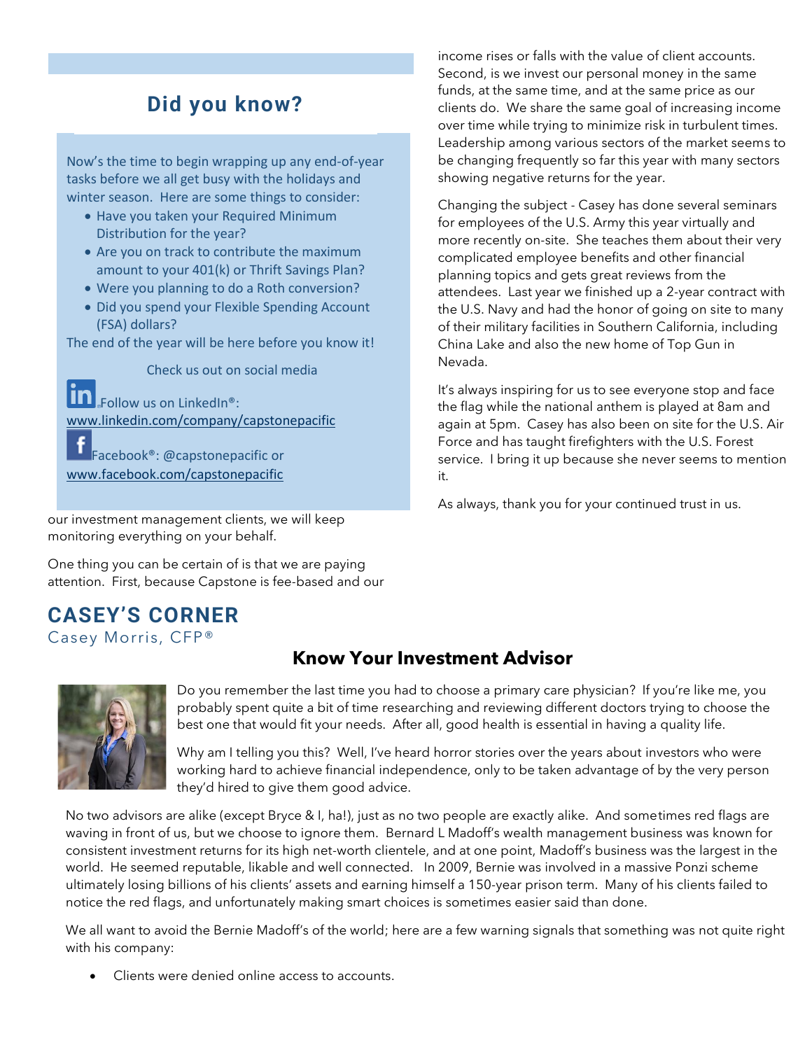## Did you know?

Now's the time to begin wrapping up any end-of-year tasks before we all get busy with the holidays and winter season. Here are some things to consider:

- Have you taken your Required Minimum Distribution for the year?
- Are you on track to contribute the maximum amount to your 401(k) or Thrift Savings Plan?
- Were you planning to do a Roth conversion?
- Did you spend your Flexible Spending Account (FSA) dollars?

The end of the year will be here before you know it!

Check us out on social media

Follow us on LinkedIn®: www.linkedin.com/company/capstonepacific

Facebook®: @capstonepacific or www.facebook.com/capstonepacific

our investment management clients, we will keep monitoring everything on your behalf.

One thing you can be certain of is that we are paying attention. First, because Capstone is fee-based and our income rises or falls with the value of client accounts. Second, is we invest our personal money in the same funds, at the same time, and at the same price as our clients do. We share the same goal of increasing income over time while trying to minimize risk in turbulent times. Leadership among various sectors of the market seems to be changing frequently so far this year with many sectors showing negative returns for the year.

Changing the subject - Casey has done several seminars for employees of the U.S. Army this year virtually and more recently on-site. She teaches them about their very complicated employee benefits and other financial planning topics and gets great reviews from the attendees. Last year we finished up a 2-year contract with the U.S. Navy and had the honor of going on site to many of their military facilities in Southern California, including China Lake and also the new home of Top Gun in Nevada.

It's always inspiring for us to see everyone stop and face the flag while the national anthem is played at 8am and again at 5pm. Casey has also been on site for the U.S. Air Force and has taught firefighters with the U.S. Forest service. I bring it up because she never seems to mention it.

As always, thank you for your continued trust in us.

## CASEY'S CORNER

Casey Morris, CFP®

### Know Your Investment Advisor

Do you remember the last time you had to choose a primary care physician? If you're like me, you probably spent quite a bit of time researching and reviewing different doctors trying to choose the best one that would fit your needs. After all, good health is essential in having a quality life.

Why am I telling you this? Well, I've heard horror stories over the years about investors who were working hard to achieve financial independence, only to be taken advantage of by the very person they'd hired to give them good advice.

No two advisors are alike (except Bryce & I, ha!), just as no two people are exactly alike. And sometimes red flags are waving in front of us, but we choose to ignore them. Bernard L Madoff's wealth management business was known for consistent investment returns for its high net-worth clientele, and at one point, Madoff's business was the largest in the world. He seemed reputable, likable and well connected. In 2009, Bernie was involved in a massive Ponzi scheme ultimately losing billions of his clients' assets and earning himself a 150-year prison term. Many of his clients failed to notice the red flags, and unfortunately making smart choices is sometimes easier said than done.

We all want to avoid the Bernie Madoff's of the world; here are a few warning signals that something was not quite right with his company:

- Clients were denied online access to accounts.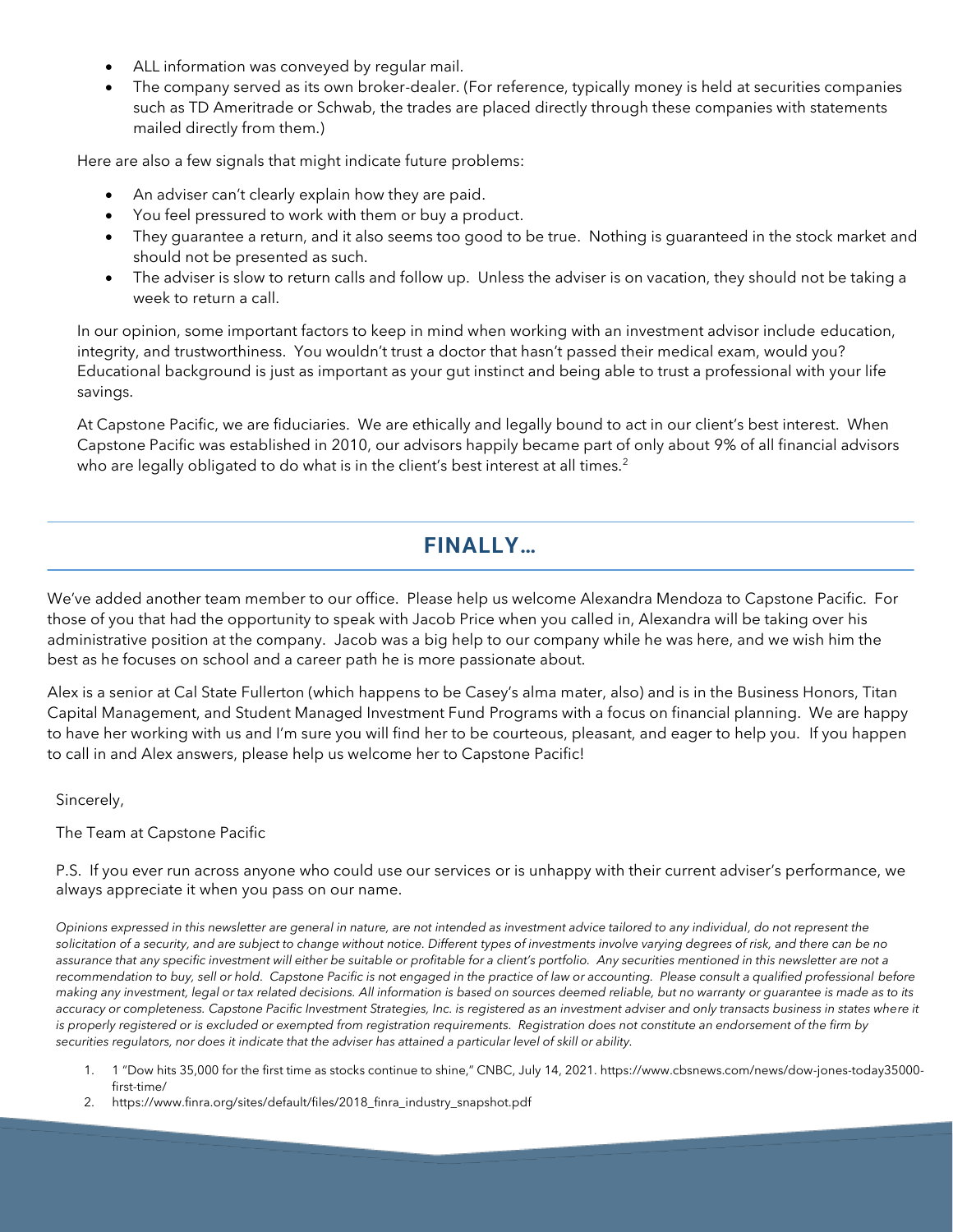- ALL information was conveyed by regular mail.
- The company served as its own broker-dealer. (For reference, typically money is held at securities companies such as TD Ameritrade or Schwab, the trades are placed directly through these companies with statements mailed directly from them.)

Here are also a few signals that might indicate future problems:

- An adviser can't clearly explain how they are paid.
- You feel pressured to work with them or buy a product.
- They guarantee a return, and it also seems too good to be true. Nothing is guaranteed in the stock market and should not be presented as such.
- The adviser is slow to return calls and follow up. Unless the adviser is on vacation, they should not be taking a week to return a call.

In our opinion, some important factors to keep in mind when working with an investment advisor include education, integrity, and trustworthiness. You wouldn't trust a doctor that hasn't passed their medical exam, would you? Educational background is just as important as your gut instinct and being able to trust a professional with your life savings.

At Capstone Pacific, we are fiduciaries. We are ethically and legally bound to act in our client's best interest. When Capstone Pacific was established in 2010, our advisors happily became part of only about 9% of all financial advisors who are legally obligated to do what is in the client's best interest at all times.[2]

## FINALLY…

We've added another team member to our office. Please help us welcome Alexandra Mendoza to Capstone Pacific. For those of you that had the opportunity to speak with Jacob Price when you called in, Alexandra will be taking over his administrative position at the company. Jacob was a big help to our company while he was here, and we wish him the best as he focuses on school and a career path he is more passionate about.

Alex is a senior at Cal State Fullerton (which happens to be Casey's alma mater, also) and is in the Business Honors, Titan Capital Management, and Student Managed Investment Fund Programs with a focus on financial planning. We are happy to have her working with us and I'm sure you will find her to be courteous, pleasant, and eager to help you. If you happen to call in and Alex answers, please help us welcome her to Capstone Pacific!

Sincerely,

The Team at Capstone Pacific

P.S. If you ever run across anyone who could use our services or is unhappy with their current adviser's performance, we always appreciate it when you pass on our name.

*Opinions expressed in this newsletter are general in nature, are not intended as investment advice tailored to any individual, do not represent the solicitation of a security, and are subject to change without notice. Different types of investments involve varying degrees of risk, and there can be no assurance that any specific investment will either be suitable or profitable for a client's portfolio. Any securities mentioned in this newsletter are not a recommendation to buy, sell or hold. Capstone Pacific is not engaged in the practice of law or accounting. Please consult a qualified professional before making any investment, legal or tax related decisions. All information is based on sources deemed reliable, but no warranty or guarantee is made as to its accuracy or completeness. Capstone Pacific Investment Strategies, Inc. is registered as an investment adviser and only transacts business in states where it is properly registered or is excluded or exempted from registration requirements. Registration does not constitute an endorsement of the firm by securities regulators, nor does it indicate that the adviser has attained a particular level of skill or ability.*

1. 1 "Dow hits 35,000 for the first time as stocks continue to shine," CNBC, July 14, 2021. https://www.cbsnews.com/news/dow-jones-today35000-first-time/
2. https://www.finra.org/sites/default/files/2018_finra_industry_snapshot.pdf